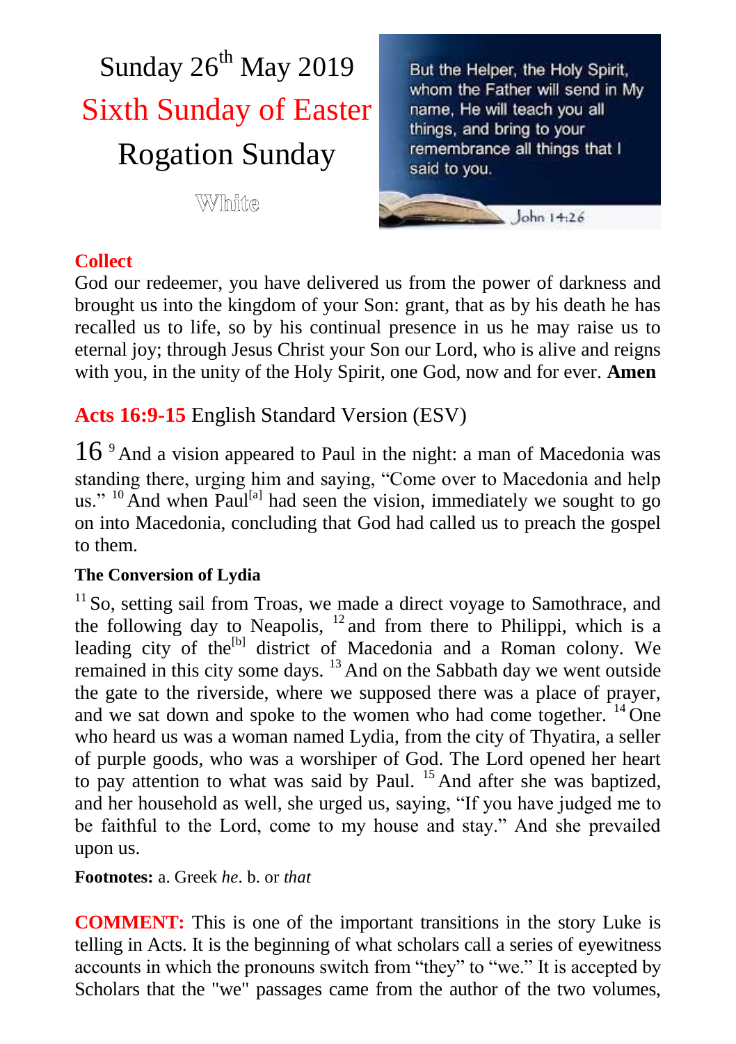# Sunday 26th May 2019

## Sixth Sunday of Easter

## Rogation Sunday

White

But the Helper, the Holy Spirit, whom the Father will send in My name, He will teach you all things, and bring to your remembrance all things that I said to you.

John 14:26

### Collect

God our redeemer, you have delivered us from the power of darkness and brought us into the kingdom of your Son: grant, that as by his death he has recalled us to life, so by his continual presence in us he may raise us to eternal joy; through Jesus Christ your Son our Lord, who is alive and reigns with you, in the unity of the Holy Spirit, one God, now and for ever. **Amen**

### Acts 16:9-15 English Standard Version (ESV)

16 [9] And a vision appeared to Paul in the night: a man of Macedonia was standing there, urging him and saying, "Come over to Macedonia and help us." [10] And when Paul[a] had seen the vision, immediately we sought to go on into Macedonia, concluding that God had called us to preach the gospel to them.

**The Conversion of Lydia**

[11] So, setting sail from Troas, we made a direct voyage to Samothrace, and the following day to Neapolis, [12] and from there to Philippi, which is a leading city of the[b] district of Macedonia and a Roman colony. We remained in this city some days. [13] And on the Sabbath day we went outside the gate to the riverside, where we supposed there was a place of prayer, and we sat down and spoke to the women who had come together. [14] One who heard us was a woman named Lydia, from the city of Thyatira, a seller of purple goods, who was a worshiper of God. The Lord opened her heart to pay attention to what was said by Paul. [15] And after she was baptized, and her household as well, she urged us, saying, "If you have judged me to be faithful to the Lord, come to my house and stay." And she prevailed upon us.

**Footnotes:** a. Greek *he*. b. or *that*

**COMMENT:** This is one of the important transitions in the story Luke is telling in Acts. It is the beginning of what scholars call a series of eyewitness accounts in which the pronouns switch from "they" to "we." It is accepted by Scholars that the "we" passages came from the author of the two volumes,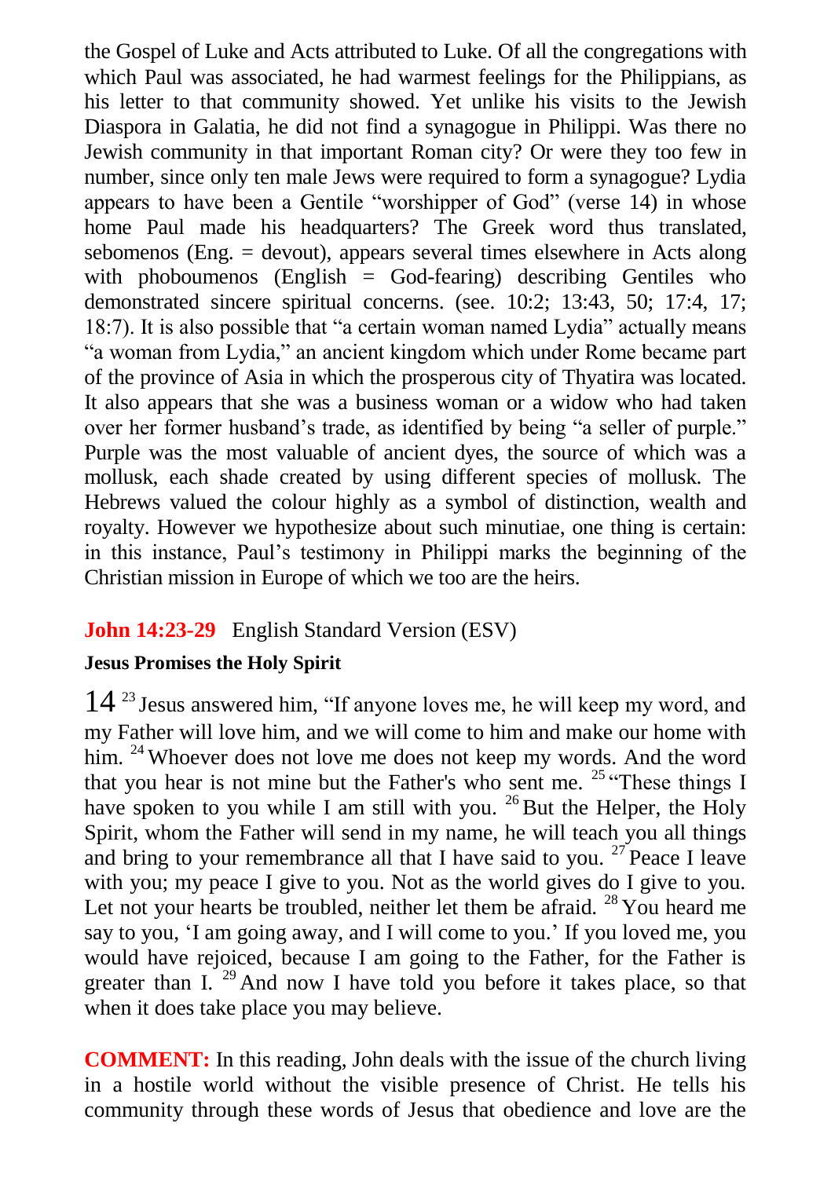the Gospel of Luke and Acts attributed to Luke. Of all the congregations with which Paul was associated, he had warmest feelings for the Philippians, as his letter to that community showed. Yet unlike his visits to the Jewish Diaspora in Galatia, he did not find a synagogue in Philippi. Was there no Jewish community in that important Roman city? Or were they too few in number, since only ten male Jews were required to form a synagogue? Lydia appears to have been a Gentile "worshipper of God" (verse 14) in whose home Paul made his headquarters? The Greek word thus translated, sebomenos (Eng. = devout), appears several times elsewhere in Acts along with phoboumenos (English = God-fearing) describing Gentiles who demonstrated sincere spiritual concerns. (see. 10:2; 13:43, 50; 17:4, 17; 18:7). It is also possible that "a certain woman named Lydia" actually means "a woman from Lydia," an ancient kingdom which under Rome became part of the province of Asia in which the prosperous city of Thyatira was located. It also appears that she was a business woman or a widow who had taken over her former husband's trade, as identified by being "a seller of purple." Purple was the most valuable of ancient dyes, the source of which was a mollusk, each shade created by using different species of mollusk. The Hebrews valued the colour highly as a symbol of distinction, wealth and royalty. However we hypothesize about such minutiae, one thing is certain: in this instance, Paul's testimony in Philippi marks the beginning of the Christian mission in Europe of which we too are the heirs.

**John 14:23-29** English Standard Version (ESV)

**Jesus Promises the Holy Spirit**

14 [23] Jesus answered him, "If anyone loves me, he will keep my word, and my Father will love him, and we will come to him and make our home with him. [24] Whoever does not love me does not keep my words. And the word that you hear is not mine but the Father's who sent me. [25] "These things I have spoken to you while I am still with you. [26] But the Helper, the Holy Spirit, whom the Father will send in my name, he will teach you all things and bring to your remembrance all that I have said to you. [27] Peace I leave with you; my peace I give to you. Not as the world gives do I give to you. Let not your hearts be troubled, neither let them be afraid. [28] You heard me say to you, 'I am going away, and I will come to you.' If you loved me, you would have rejoiced, because I am going to the Father, for the Father is greater than I. [29] And now I have told you before it takes place, so that when it does take place you may believe.

**COMMENT:** In this reading, John deals with the issue of the church living in a hostile world without the visible presence of Christ. He tells his community through these words of Jesus that obedience and love are the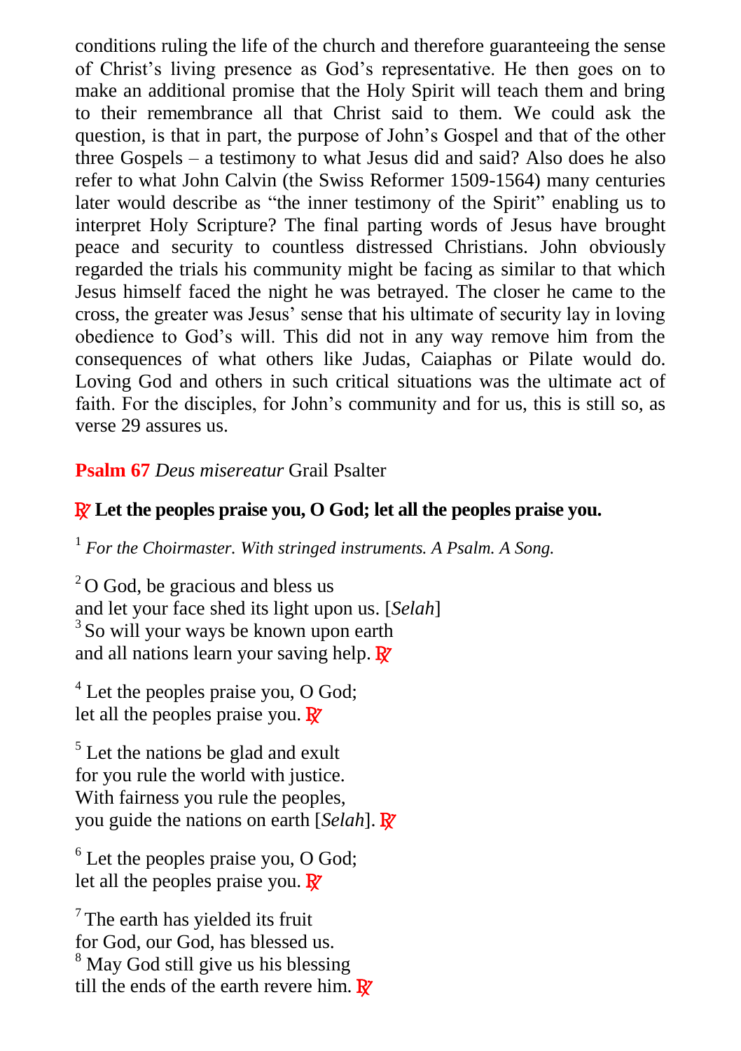conditions ruling the life of the church and therefore guaranteeing the sense of Christ's living presence as God's representative. He then goes on to make an additional promise that the Holy Spirit will teach them and bring to their remembrance all that Christ said to them. We could ask the question, is that in part, the purpose of John's Gospel and that of the other three Gospels – a testimony to what Jesus did and said? Also does he also refer to what John Calvin (the Swiss Reformer 1509-1564) many centuries later would describe as "the inner testimony of the Spirit" enabling us to interpret Holy Scripture? The final parting words of Jesus have brought peace and security to countless distressed Christians. John obviously regarded the trials his community might be facing as similar to that which Jesus himself faced the night he was betrayed. The closer he came to the cross, the greater was Jesus' sense that his ultimate of security lay in loving obedience to God's will. This did not in any way remove him from the consequences of what others like Judas, Caiaphas or Pilate would do. Loving God and others in such critical situations was the ultimate act of faith. For the disciples, for John's community and for us, this is still so, as verse 29 assures us.

**Psalm 67** *Deus misereatur* Grail Psalter

**℟ Let the peoples praise you, O God; let all the peoples praise you.**

[1] *For the Choirmaster. With stringed instruments. A Psalm. A Song.*

[2] O God, be gracious and bless us
and let your face shed its light upon us. [*Selah*]
[3] So will your ways be known upon earth
and all nations learn your saving help. ℟

[4] Let the peoples praise you, O God;
let all the peoples praise you. ℟

[5] Let the nations be glad and exult
for you rule the world with justice.
With fairness you rule the peoples,
you guide the nations on earth [*Selah*]. ℟

[6] Let the peoples praise you, O God;
let all the peoples praise you. ℟

[7] The earth has yielded its fruit
for God, our God, has blessed us.
[8] May God still give us his blessing
till the ends of the earth revere him. ℟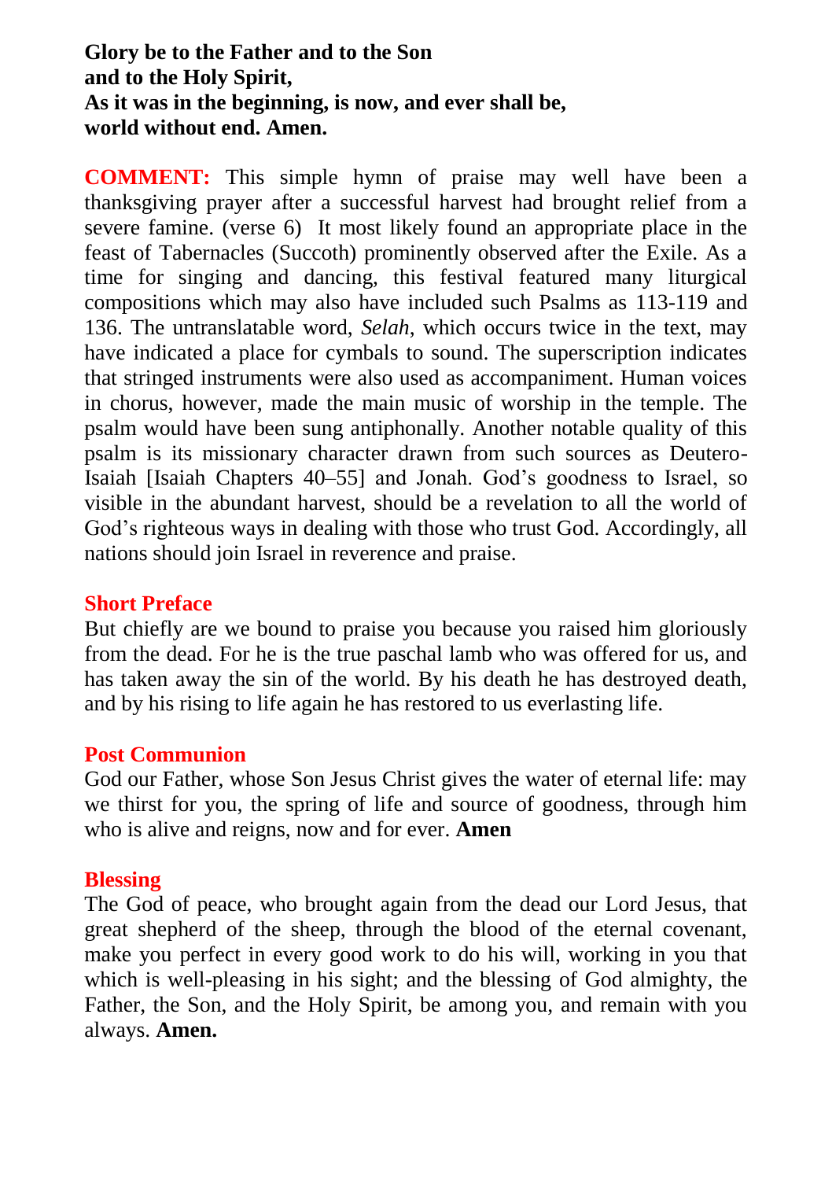**Glory be to the Father and to the Son**
**and to the Holy Spirit,**
**As it was in the beginning, is now, and ever shall be,**
**world without end. Amen.**

**COMMENT:** This simple hymn of praise may well have been a thanksgiving prayer after a successful harvest had brought relief from a severe famine. (verse 6) It most likely found an appropriate place in the feast of Tabernacles (Succoth) prominently observed after the Exile. As a time for singing and dancing, this festival featured many liturgical compositions which may also have included such Psalms as 113-119 and 136. The untranslatable word, *Selah*, which occurs twice in the text, may have indicated a place for cymbals to sound. The superscription indicates that stringed instruments were also used as accompaniment. Human voices in chorus, however, made the main music of worship in the temple. The psalm would have been sung antiphonally. Another notable quality of this psalm is its missionary character drawn from such sources as Deutero-Isaiah [Isaiah Chapters 40–55] and Jonah. God's goodness to Israel, so visible in the abundant harvest, should be a revelation to all the world of God's righteous ways in dealing with those who trust God. Accordingly, all nations should join Israel in reverence and praise.

## Short Preface

But chiefly are we bound to praise you because you raised him gloriously from the dead. For he is the true paschal lamb who was offered for us, and has taken away the sin of the world. By his death he has destroyed death, and by his rising to life again he has restored to us everlasting life.

## Post Communion

God our Father, whose Son Jesus Christ gives the water of eternal life: may we thirst for you, the spring of life and source of goodness, through him who is alive and reigns, now and for ever. **Amen**

## Blessing

The God of peace, who brought again from the dead our Lord Jesus, that great shepherd of the sheep, through the blood of the eternal covenant, make you perfect in every good work to do his will, working in you that which is well-pleasing in his sight; and the blessing of God almighty, the Father, the Son, and the Holy Spirit, be among you, and remain with you always. **Amen.**